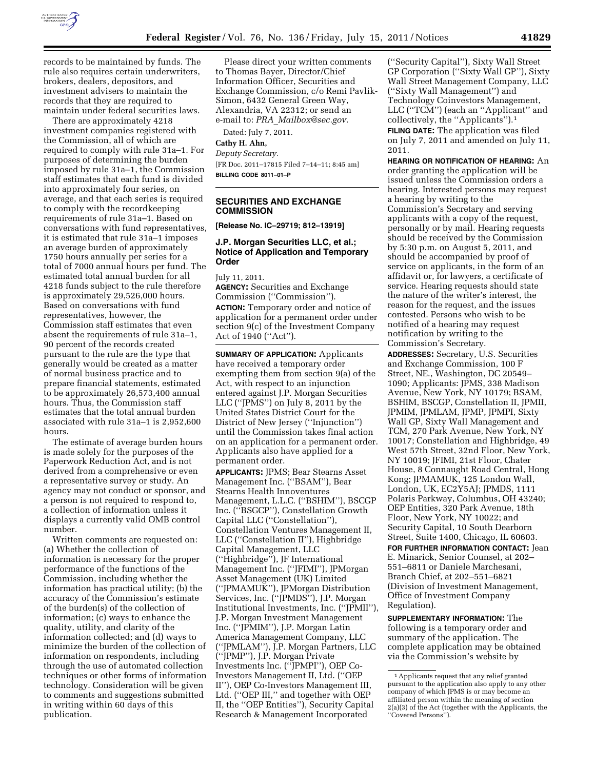records to be maintained by funds. The rule also requires certain underwriters, brokers, dealers, depositors, and investment advisers to maintain the records that they are required to maintain under federal securities laws.

There are approximately 4218 investment companies registered with the Commission, all of which are required to comply with rule 31a–1. For purposes of determining the burden imposed by rule 31a–1, the Commission staff estimates that each fund is divided into approximately four series, on average, and that each series is required to comply with the recordkeeping requirements of rule 31a–1. Based on conversations with fund representatives, it is estimated that rule 31a–1 imposes an average burden of approximately 1750 hours annually per series for a total of 7000 annual hours per fund. The estimated total annual burden for all 4218 funds subject to the rule therefore is approximately 29,526,000 hours. Based on conversations with fund representatives, however, the Commission staff estimates that even absent the requirements of rule 31a–1, 90 percent of the records created pursuant to the rule are the type that generally would be created as a matter of normal business practice and to prepare financial statements, estimated to be approximately 26,573,400 annual hours. Thus, the Commission staff estimates that the total annual burden associated with rule 31a–1 is 2,952,600 hours.

The estimate of average burden hours is made solely for the purposes of the Paperwork Reduction Act, and is not derived from a comprehensive or even a representative survey or study. An agency may not conduct or sponsor, and a person is not required to respond to, a collection of information unless it displays a currently valid OMB control number.

Written comments are requested on: (a) Whether the collection of information is necessary for the proper performance of the functions of the Commission, including whether the information has practical utility; (b) the accuracy of the Commission's estimate of the burden(s) of the collection of information; (c) ways to enhance the quality, utility, and clarity of the information collected; and (d) ways to minimize the burden of the collection of information on respondents, including through the use of automated collection techniques or other forms of information technology. Consideration will be given to comments and suggestions submitted in writing within 60 days of this publication.

Please direct your written comments to Thomas Bayer, Director/Chief Information Officer, Securities and Exchange Commission, c/o Remi Pavlik-Simon, 6432 General Green Way, Alexandria, VA 22312; or send an e-mail to: *PRA_Mailbox@sec.gov*.

Dated: July 7, 2011.

**Cathy H. Ahn,**

*Deputy Secretary.*

[FR Doc. 2011–17815 Filed 7–14–11; 8:45 am]

**BILLING CODE 8011–01–P**

## SECURITIES AND EXCHANGE COMMISSION

**[Release No. IC–29719; 812–13919]**

## J.P. Morgan Securities LLC, et al.; Notice of Application and Temporary Order

July 11, 2011.

**AGENCY:** Securities and Exchange Commission (''Commission'').

**ACTION:** Temporary order and notice of application for a permanent order under section 9(c) of the Investment Company Act of 1940 (''Act'').

**SUMMARY OF APPLICATION:** Applicants have received a temporary order exempting them from section 9(a) of the Act, with respect to an injunction entered against J.P. Morgan Securities LLC (''JPMS'') on July 8, 2011 by the United States District Court for the District of New Jersey (''Injunction'') until the Commission takes final action on an application for a permanent order. Applicants also have applied for a permanent order.

**APPLICANTS:** JPMS; Bear Stearns Asset Management Inc. (''BSAM''), Bear Stearns Health Innoventures Management, L.L.C. (''BSHIM''), BSCGP Inc. (''BSGCP''), Constellation Growth Capital LLC (''Constellation''), Constellation Ventures Management II, LLC (''Constellation II''), Highbridge Capital Management, LLC (''Highbridge''), JF International Management Inc. (''JFIMI''), JPMorgan Asset Management (UK) Limited (''JPMAMUK''), JPMorgan Distribution Services, Inc. (''JPMDS''), J.P. Morgan Institutional Investments, Inc. (''JPMII''), J.P. Morgan Investment Management Inc. (''JPMIM''), J.P. Morgan Latin America Management Company, LLC (''JPMLAM''), J.P. Morgan Partners, LLC (''JPMP''), J.P. Morgan Private Investments Inc. (''JPMPI''), OEP Co-Investors Management II, Ltd. (''OEP II''), OEP Co-Investors Management III, Ltd. (''OEP III,'' and together with OEP II, the ''OEP Entities''), Security Capital Research & Management Incorporated (''Security Capital''), Sixty Wall Street GP Corporation (''Sixty Wall GP''), Sixty Wall Street Management Company, LLC (''Sixty Wall Management'') and Technology Coinvestors Management, LLC (''TCM'') (each an ''Applicant'' and collectively, the ''Applicants'').[1]

**FILING DATE:** The application was filed on July 7, 2011 and amended on July 11, 2011.

**HEARING OR NOTIFICATION OF HEARING:** An order granting the application will be issued unless the Commission orders a hearing. Interested persons may request a hearing by writing to the Commission's Secretary and serving applicants with a copy of the request, personally or by mail. Hearing requests should be received by the Commission by 5:30 p.m. on August 5, 2011, and should be accompanied by proof of service on applicants, in the form of an affidavit or, for lawyers, a certificate of service. Hearing requests should state the nature of the writer's interest, the reason for the request, and the issues contested. Persons who wish to be notified of a hearing may request notification by writing to the Commission's Secretary.

**ADDRESSES:** Secretary, U.S. Securities and Exchange Commission, 100 F Street, NE., Washington, DC 20549–1090; Applicants: JPMS, 338 Madison Avenue, New York, NY 10179; BSAM, BSHIM, BSCGP, Constellation II, JPMII, JPMIM, JPMLAM, JPMP, JPMPI, Sixty Wall GP, Sixty Wall Management and TCM, 270 Park Avenue, New York, NY 10017; Constellation and Highbridge, 49 West 57th Street, 32nd Floor, New York, NY 10019; JFIMI, 21st Floor, Chater House, 8 Connaught Road Central, Hong Kong; JPMAMUK, 125 London Wall, London, UK, EC2Y5AJ; JPMDS, 1111 Polaris Parkway, Columbus, OH 43240; OEP Entities, 320 Park Avenue, 18th Floor, New York, NY 10022; and Security Capital, 10 South Dearborn Street, Suite 1400, Chicago, IL 60603.

**FOR FURTHER INFORMATION CONTACT:** Jean E. Minarick, Senior Counsel, at 202–551–6811 or Daniele Marchesani, Branch Chief, at 202–551–6821 (Division of Investment Management, Office of Investment Company Regulation).

**SUPPLEMENTARY INFORMATION:** The following is a temporary order and summary of the application. The complete application may be obtained via the Commission's website by

[1] Applicants request that any relief granted pursuant to the application also apply to any other company of which JPMS is or may become an affiliated person within the meaning of section 2(a)(3) of the Act (together with the Applicants, the ''Covered Persons'').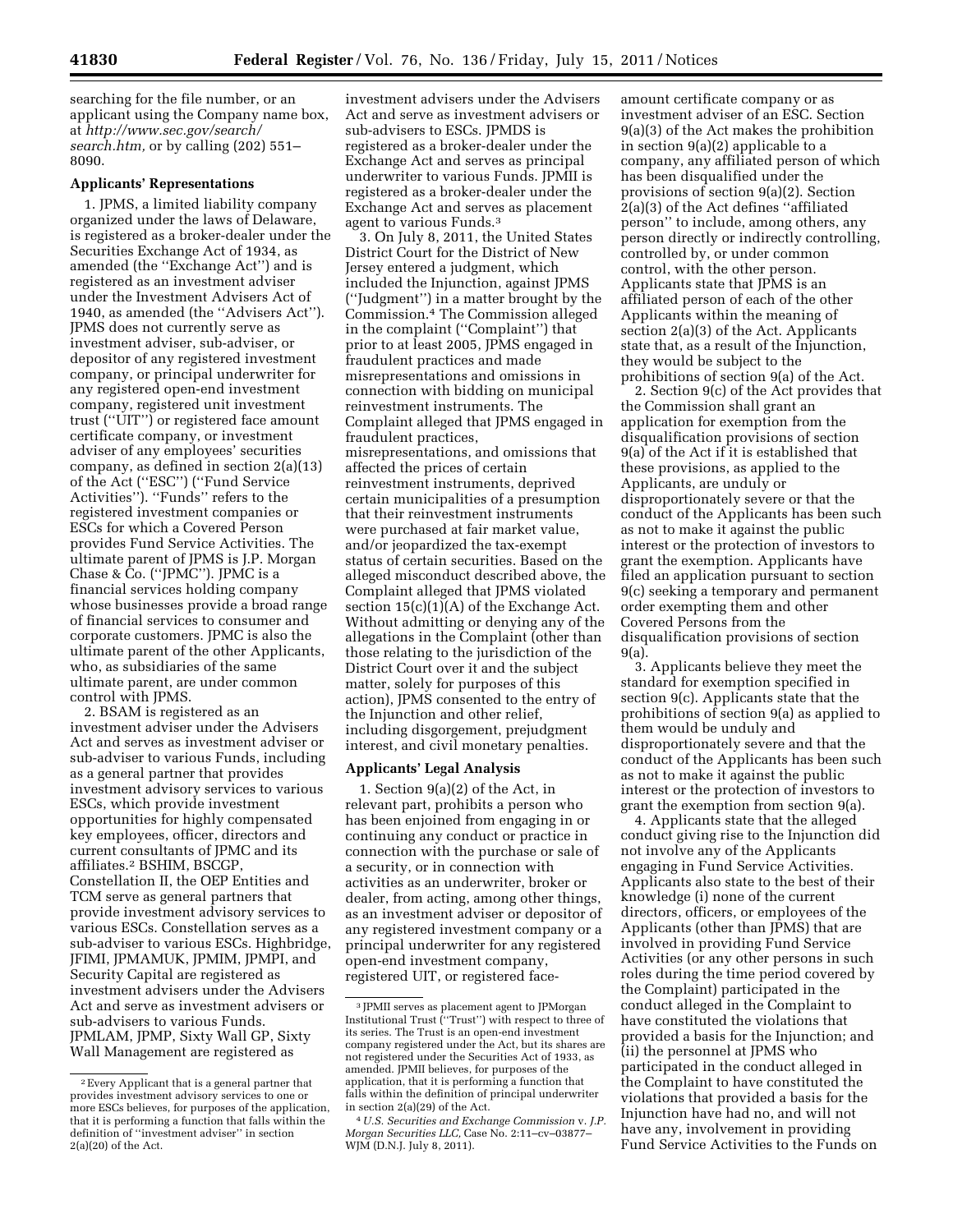searching for the file number, or an applicant using the Company name box, at *http://www.sec.gov/search/search.htm,* or by calling (202) 551–8090.

**Applicants' Representations**

1. JPMS, a limited liability company organized under the laws of Delaware, is registered as a broker-dealer under the Securities Exchange Act of 1934, as amended (the ''Exchange Act'') and is registered as an investment adviser under the Investment Advisers Act of 1940, as amended (the ''Advisers Act''). JPMS does not currently serve as investment adviser, sub-adviser, or depositor of any registered investment company, or principal underwriter for any registered open-end investment company, registered unit investment trust (''UIT'') or registered face amount certificate company, or investment adviser of any employees' securities company, as defined in section 2(a)(13) of the Act (''ESC'') (''Fund Service Activities''). ''Funds'' refers to the registered investment companies or ESCs for which a Covered Person provides Fund Service Activities. The ultimate parent of JPMS is J.P. Morgan Chase & Co. (''JPMC''). JPMC is a financial services holding company whose businesses provide a broad range of financial services to consumer and corporate customers. JPMC is also the ultimate parent of the other Applicants, who, as subsidiaries of the same ultimate parent, are under common control with JPMS.

2. BSAM is registered as an investment adviser under the Advisers Act and serves as investment adviser or sub-adviser to various Funds, including as a general partner that provides investment advisory services to various ESCs, which provide investment opportunities for highly compensated key employees, officer, directors and current consultants of JPMC and its affiliates.[2] BSHIM, BSCGP, Constellation II, the OEP Entities and TCM serve as general partners that provide investment advisory services to various ESCs. Constellation serves as a sub-adviser to various ESCs. Highbridge, JFIMI, JPMAMUK, JPMIM, JPMPI, and Security Capital are registered as investment advisers under the Advisers Act and serve as investment advisers or sub-advisers to various Funds. JPMLAM, JPMP, Sixty Wall GP, Sixty Wall Management are registered as investment advisers under the Advisers Act and serve as investment advisers or sub-advisers to ESCs. JPMDS is registered as a broker-dealer under the Exchange Act and serves as principal underwriter to various Funds. JPMII is registered as a broker-dealer under the Exchange Act and serves as placement agent to various Funds.[3]

3. On July 8, 2011, the United States District Court for the District of New Jersey entered a judgment, which included the Injunction, against JPMS (''Judgment'') in a matter brought by the Commission.[4] The Commission alleged in the complaint (''Complaint'') that prior to at least 2005, JPMS engaged in fraudulent practices and made misrepresentations and omissions in connection with bidding on municipal reinvestment instruments. The Complaint alleged that JPMS engaged in fraudulent practices, misrepresentations, and omissions that affected the prices of certain reinvestment instruments, deprived certain municipalities of a presumption that their reinvestment instruments were purchased at fair market value, and/or jeopardized the tax-exempt status of certain securities. Based on the alleged misconduct described above, the Complaint alleged that JPMS violated section 15(c)(1)(A) of the Exchange Act. Without admitting or denying any of the allegations in the Complaint (other than those relating to the jurisdiction of the District Court over it and the subject matter, solely for purposes of this action), JPMS consented to the entry of the Injunction and other relief, including disgorgement, prejudgment interest, and civil monetary penalties.

**Applicants' Legal Analysis**

1. Section 9(a)(2) of the Act, in relevant part, prohibits a person who has been enjoined from engaging in or continuing any conduct or practice in connection with the purchase or sale of a security, or in connection with activities as an underwriter, broker or dealer, from acting, among other things, as an investment adviser or depositor of any registered investment company or a principal underwriter for any registered open-end investment company, registered UIT, or registered face-amount certificate company or as investment adviser of an ESC. Section 9(a)(3) of the Act makes the prohibition in section 9(a)(2) applicable to a company, any affiliated person of which has been disqualified under the provisions of section 9(a)(2). Section 2(a)(3) of the Act defines ''affiliated person'' to include, among others, any person directly or indirectly controlling, controlled by, or under common control, with the other person. Applicants state that JPMS is an affiliated person of each of the other Applicants within the meaning of section 2(a)(3) of the Act. Applicants state that, as a result of the Injunction, they would be subject to the prohibitions of section 9(a) of the Act.

2. Section 9(c) of the Act provides that the Commission shall grant an application for exemption from the disqualification provisions of section 9(a) of the Act if it is established that these provisions, as applied to the Applicants, are unduly or disproportionately severe or that the conduct of the Applicants has been such as not to make it against the public interest or the protection of investors to grant the exemption. Applicants have filed an application pursuant to section 9(c) seeking a temporary and permanent order exempting them and other Covered Persons from the disqualification provisions of section 9(a).

3. Applicants believe they meet the standard for exemption specified in section 9(c). Applicants state that the prohibitions of section 9(a) as applied to them would be unduly and disproportionately severe and that the conduct of the Applicants has been such as not to make it against the public interest or the protection of investors to grant the exemption from section 9(a).

4. Applicants state that the alleged conduct giving rise to the Injunction did not involve any of the Applicants engaging in Fund Service Activities. Applicants also state to the best of their knowledge (i) none of the current directors, officers, or employees of the Applicants (other than JPMS) that are involved in providing Fund Service Activities (or any other persons in such roles during the time period covered by the Complaint) participated in the conduct alleged in the Complaint to have constituted the violations that provided a basis for the Injunction; and (ii) the personnel at JPMS who participated in the conduct alleged in the Complaint to have constituted the violations that provided a basis for the Injunction have had no, and will not have any, involvement in providing Fund Service Activities to the Funds on

---

[2] Every Applicant that is a general partner that provides investment advisory services to one or more ESCs believes, for purposes of the application, that it is performing a function that falls within the definition of ''investment adviser'' in section 2(a)(20) of the Act.

[3] JPMII serves as placement agent to JPMorgan Institutional Trust (''Trust'') with respect to three of its series. The Trust is an open-end investment company registered under the Act, but its shares are not registered under the Securities Act of 1933, as amended. JPMII believes, for purposes of the application, that it is performing a function that falls within the definition of principal underwriter in section 2(a)(29) of the Act.

[4] *U.S. Securities and Exchange Commission* v. *J.P. Morgan Securities LLC,* Case No. 2:11–cv–03877–WJM (D.N.J. July 8, 2011).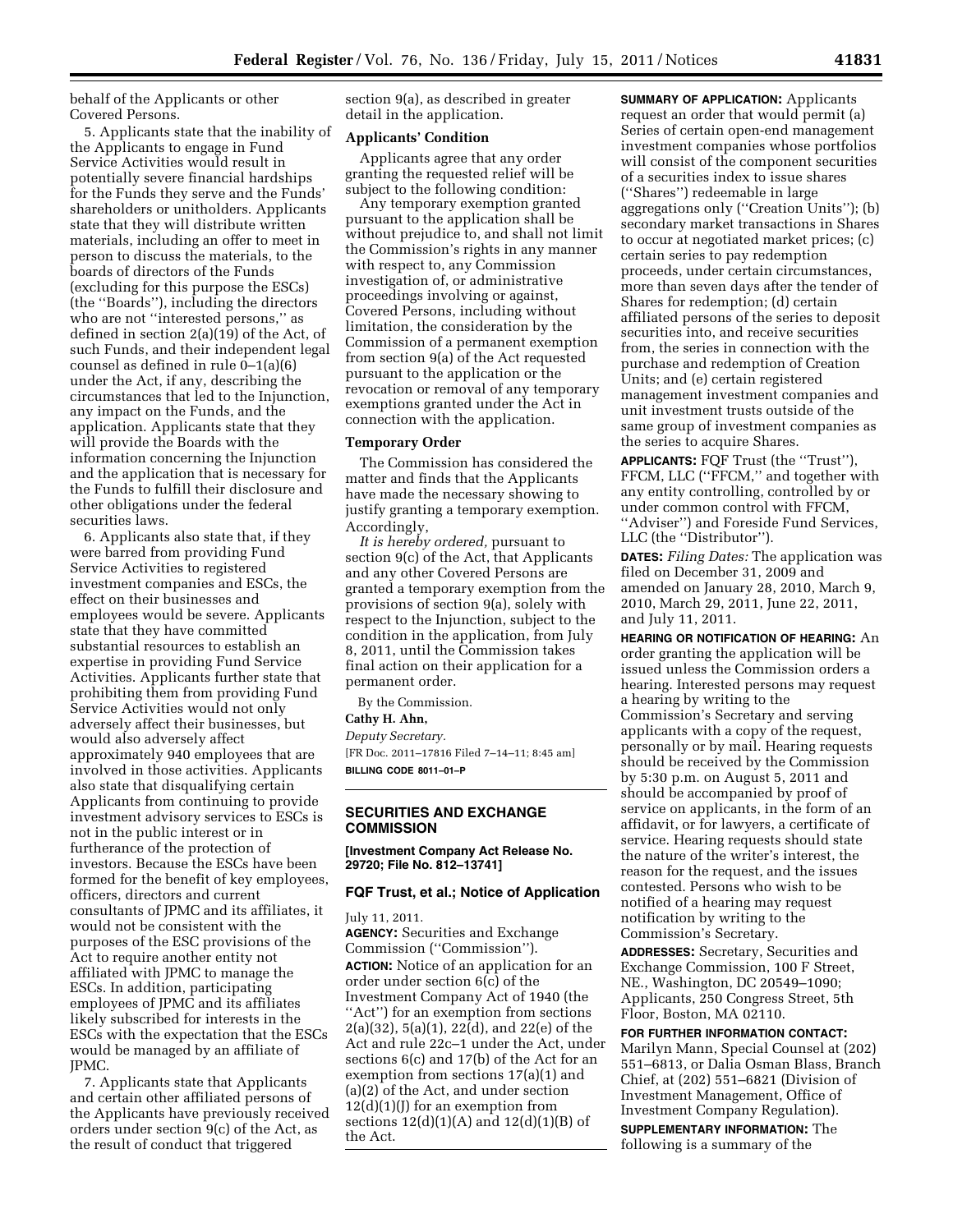behalf of the Applicants or other Covered Persons.

5. Applicants state that the inability of the Applicants to engage in Fund Service Activities would result in potentially severe financial hardships for the Funds they serve and the Funds' shareholders or unitholders. Applicants state that they will distribute written materials, including an offer to meet in person to discuss the materials, to the boards of directors of the Funds (excluding for this purpose the ESCs) (the ''Boards''), including the directors who are not ''interested persons,'' as defined in section 2(a)(19) of the Act, of such Funds, and their independent legal counsel as defined in rule 0–1(a)(6) under the Act, if any, describing the circumstances that led to the Injunction, any impact on the Funds, and the application. Applicants state that they will provide the Boards with the information concerning the Injunction and the application that is necessary for the Funds to fulfill their disclosure and other obligations under the federal securities laws.

6. Applicants also state that, if they were barred from providing Fund Service Activities to registered investment companies and ESCs, the effect on their businesses and employees would be severe. Applicants state that they have committed substantial resources to establish an expertise in providing Fund Service Activities. Applicants further state that prohibiting them from providing Fund Service Activities would not only adversely affect their businesses, but would also adversely affect approximately 940 employees that are involved in those activities. Applicants also state that disqualifying certain Applicants from continuing to provide investment advisory services to ESCs is not in the public interest or in furtherance of the protection of investors. Because the ESCs have been formed for the benefit of key employees, officers, directors and current consultants of JPMC and its affiliates, it would not be consistent with the purposes of the ESC provisions of the Act to require another entity not affiliated with JPMC to manage the ESCs. In addition, participating employees of JPMC and its affiliates likely subscribed for interests in the ESCs with the expectation that the ESCs would be managed by an affiliate of JPMC.

7. Applicants state that Applicants and certain other affiliated persons of the Applicants have previously received orders under section 9(c) of the Act, as the result of conduct that triggered section 9(a), as described in greater detail in the application.

### Applicants' Condition

Applicants agree that any order granting the requested relief will be subject to the following condition:

Any temporary exemption granted pursuant to the application shall be without prejudice to, and shall not limit the Commission's rights in any manner with respect to, any Commission investigation of, or administrative proceedings involving or against, Covered Persons, including without limitation, the consideration by the Commission of a permanent exemption from section 9(a) of the Act requested pursuant to the application or the revocation or removal of any temporary exemptions granted under the Act in connection with the application.

### Temporary Order

The Commission has considered the matter and finds that the Applicants have made the necessary showing to justify granting a temporary exemption. Accordingly,

*It is hereby ordered,* pursuant to section 9(c) of the Act, that Applicants and any other Covered Persons are granted a temporary exemption from the provisions of section 9(a), solely with respect to the Injunction, subject to the condition in the application, from July 8, 2011, until the Commission takes final action on their application for a permanent order.

By the Commission.

**Cathy H. Ahn,**

*Deputy Secretary.*

[FR Doc. 2011–17816 Filed 7–14–11; 8:45 am]

**BILLING CODE 8011–01–P**

## SECURITIES AND EXCHANGE COMMISSION

**[Investment Company Act Release No. 29720; File No. 812–13741]**

## FQF Trust, et al.; Notice of Application

July 11, 2011.

**AGENCY:** Securities and Exchange Commission (''Commission'').

**ACTION:** Notice of an application for an order under section 6(c) of the Investment Company Act of 1940 (the ''Act'') for an exemption from sections 2(a)(32), 5(a)(1), 22(d), and 22(e) of the Act and rule 22c–1 under the Act, under sections 6(c) and 17(b) of the Act for an exemption from sections 17(a)(1) and (a)(2) of the Act, and under section 12(d)(1)(J) for an exemption from sections 12(d)(1)(A) and 12(d)(1)(B) of the Act.

**SUMMARY OF APPLICATION:** Applicants request an order that would permit (a) Series of certain open-end management investment companies whose portfolios will consist of the component securities of a securities index to issue shares (''Shares'') redeemable in large aggregations only (''Creation Units''); (b) secondary market transactions in Shares to occur at negotiated market prices; (c) certain series to pay redemption proceeds, under certain circumstances, more than seven days after the tender of Shares for redemption; (d) certain affiliated persons of the series to deposit securities into, and receive securities from, the series in connection with the purchase and redemption of Creation Units; and (e) certain registered management investment companies and unit investment trusts outside of the same group of investment companies as the series to acquire Shares.

**APPLICANTS:** FQF Trust (the ''Trust''), FFCM, LLC (''FFCM,'' and together with any entity controlling, controlled by or under common control with FFCM, ''Adviser'') and Foreside Fund Services, LLC (the ''Distributor'').

**DATES:** *Filing Dates:* The application was filed on December 31, 2009 and amended on January 28, 2010, March 9, 2010, March 29, 2011, June 22, 2011, and July 11, 2011.

**HEARING OR NOTIFICATION OF HEARING:** An order granting the application will be issued unless the Commission orders a hearing. Interested persons may request a hearing by writing to the Commission's Secretary and serving applicants with a copy of the request, personally or by mail. Hearing requests should be received by the Commission by 5:30 p.m. on August 5, 2011 and should be accompanied by proof of service on applicants, in the form of an affidavit, or for lawyers, a certificate of service. Hearing requests should state the nature of the writer's interest, the reason for the request, and the issues contested. Persons who wish to be notified of a hearing may request notification by writing to the Commission's Secretary.

**ADDRESSES:** Secretary, Securities and Exchange Commission, 100 F Street, NE., Washington, DC 20549–1090; Applicants, 250 Congress Street, 5th Floor, Boston, MA 02110.

**FOR FURTHER INFORMATION CONTACT:** Marilyn Mann, Special Counsel at (202) 551–6813, or Dalia Osman Blass, Branch Chief, at (202) 551–6821 (Division of Investment Management, Office of Investment Company Regulation).

**SUPPLEMENTARY INFORMATION:** The following is a summary of the